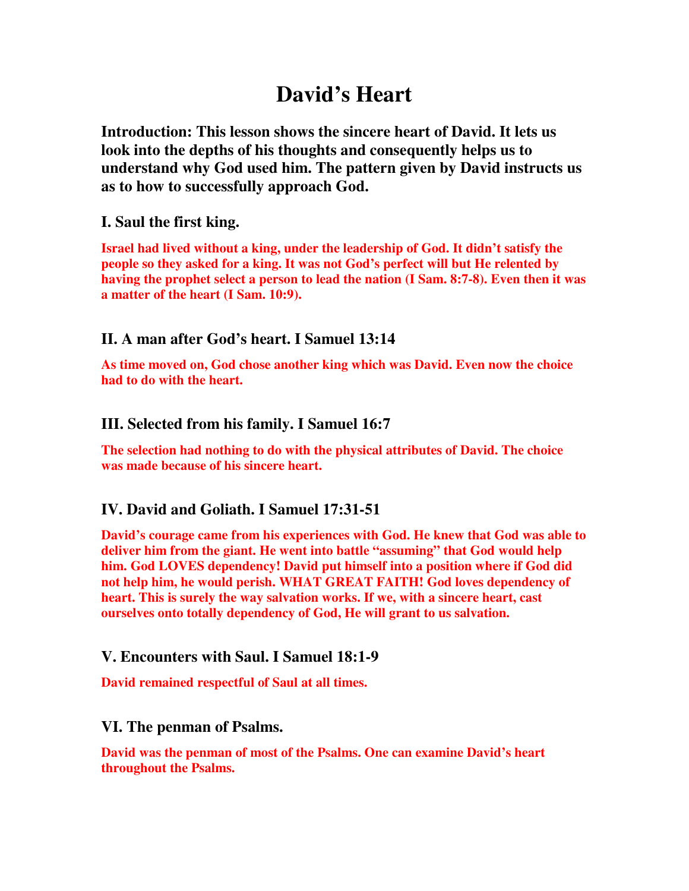# David's Heart

**Introduction: This lesson shows the sincere heart of David. It lets us look into the depths of his thoughts and consequently helps us to understand why God used him. The pattern given by David instructs us as to how to successfully approach God.**

## I. Saul the first king.

**Israel had lived without a king, under the leadership of God. It didn't satisfy the people so they asked for a king. It was not God's perfect will but He relented by having the prophet select a person to lead the nation (I Sam. 8:7-8). Even then it was a matter of the heart (I Sam. 10:9).**

## II. A man after God's heart. I Samuel 13:14

**As time moved on, God chose another king which was David. Even now the choice had to do with the heart.**

## III. Selected from his family. I Samuel 16:7

**The selection had nothing to do with the physical attributes of David. The choice was made because of his sincere heart.**

## IV. David and Goliath. I Samuel 17:31-51

**David's courage came from his experiences with God. He knew that God was able to deliver him from the giant. He went into battle "assuming" that God would help him. God LOVES dependency! David put himself into a position where if God did not help him, he would perish. WHAT GREAT FAITH! God loves dependency of heart. This is surely the way salvation works. If we, with a sincere heart, cast ourselves onto totally dependency of God, He will grant to us salvation.**

## V. Encounters with Saul. I Samuel 18:1-9

**David remained respectful of Saul at all times.**

## VI. The penman of Psalms.

**David was the penman of most of the Psalms. One can examine David's heart throughout the Psalms.**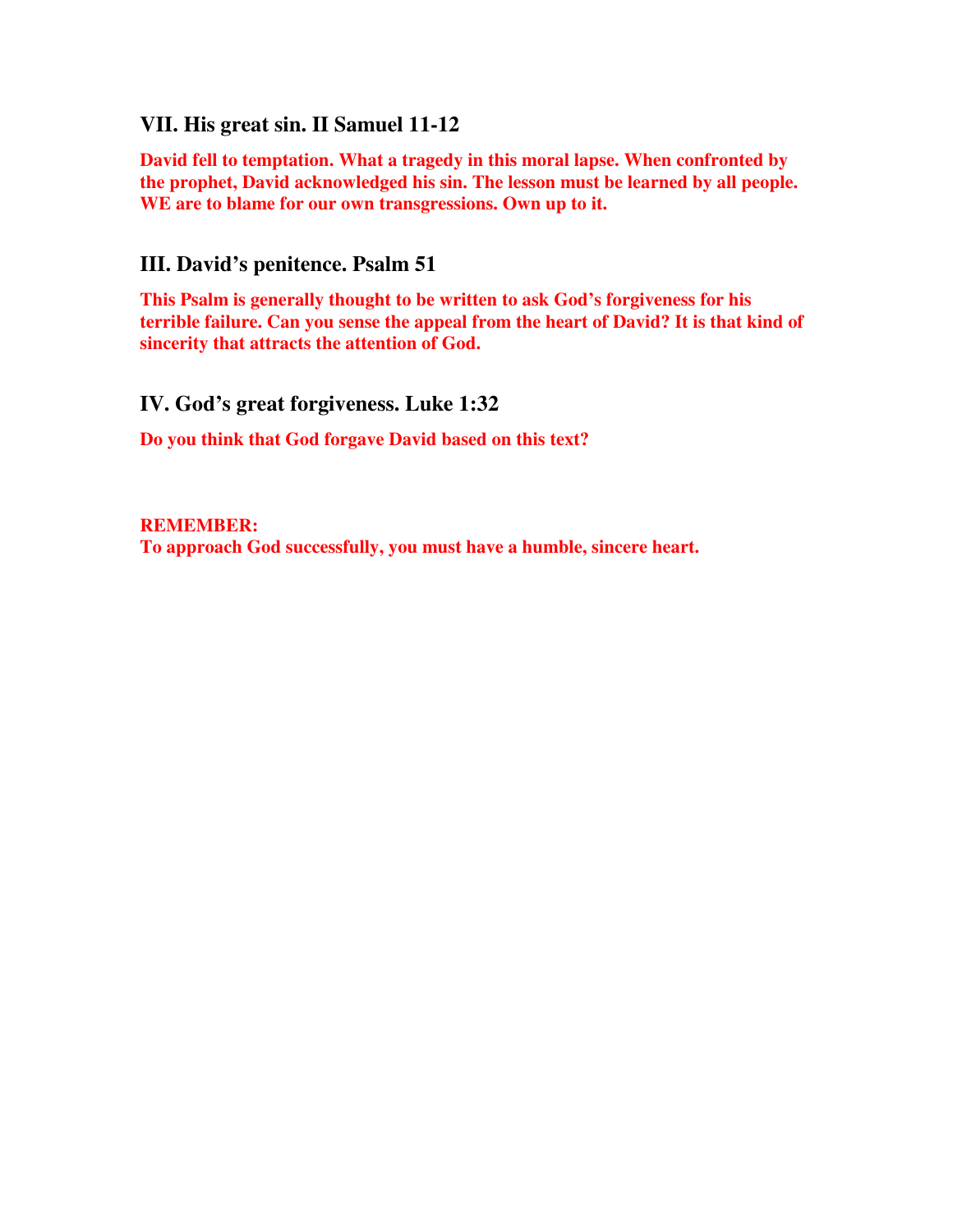## VII. His great sin. II Samuel 11-12

**David fell to temptation. What a tragedy in this moral lapse. When confronted by the prophet, David acknowledged his sin. The lesson must be learned by all people. WE are to blame for our own transgressions. Own up to it.**

## III. David's penitence. Psalm 51

**This Psalm is generally thought to be written to ask God's forgiveness for his terrible failure. Can you sense the appeal from the heart of David? It is that kind of sincerity that attracts the attention of God.**

## IV. God's great forgiveness. Luke 1:32

**Do you think that God forgave David based on this text?**

**REMEMBER:**
**To approach God successfully, you must have a humble, sincere heart.**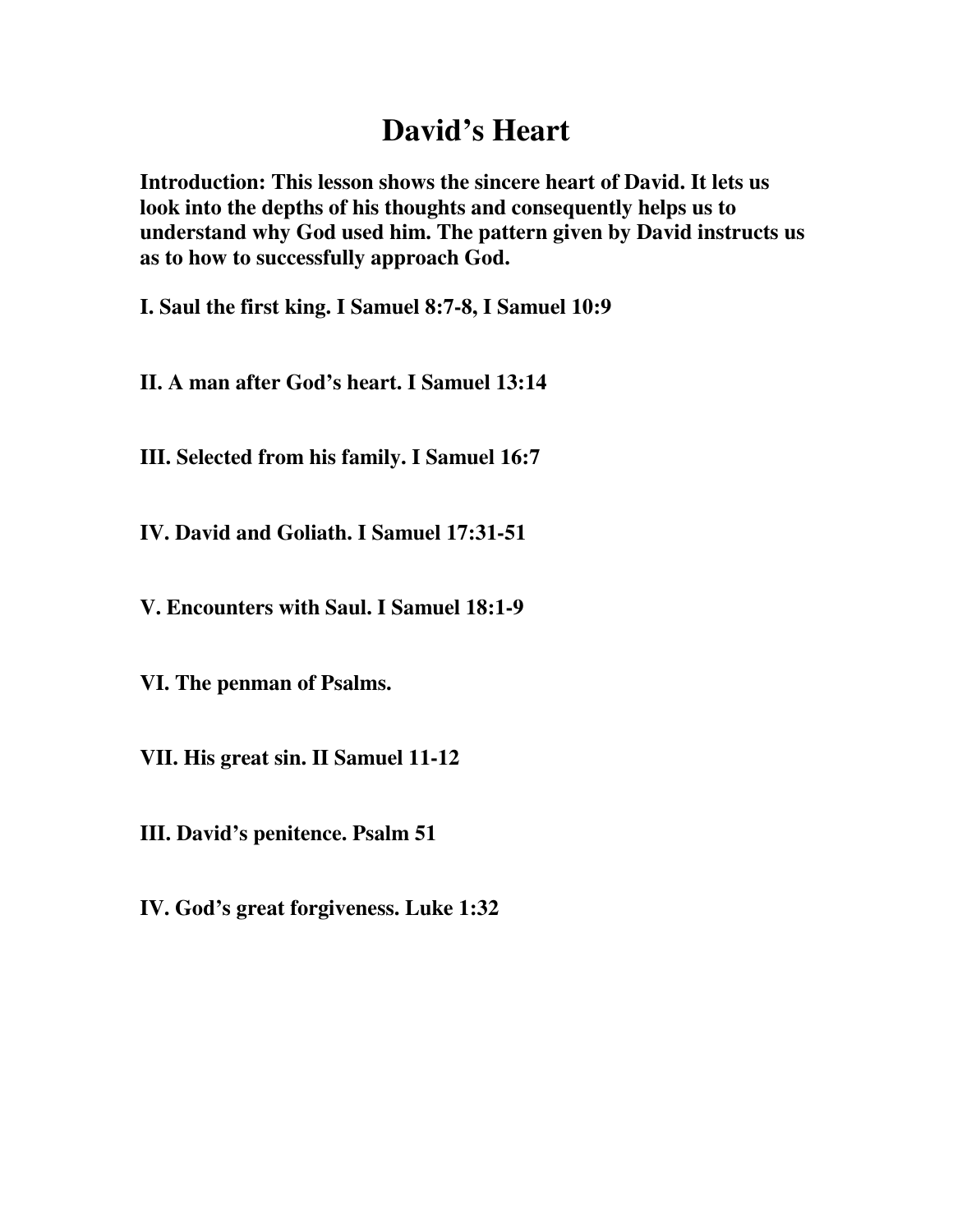# David's Heart

**Introduction: This lesson shows the sincere heart of David. It lets us look into the depths of his thoughts and consequently helps us to understand why God used him. The pattern given by David instructs us as to how to successfully approach God.**

**I. Saul the first king. I Samuel 8:7-8, I Samuel 10:9**

**II. A man after God's heart. I Samuel 13:14**

**III. Selected from his family. I Samuel 16:7**

**IV. David and Goliath. I Samuel 17:31-51**

**V. Encounters with Saul. I Samuel 18:1-9**

**VI. The penman of Psalms.**

**VII. His great sin. II Samuel 11-12**

**III. David's penitence. Psalm 51**

**IV. God's great forgiveness. Luke 1:32**